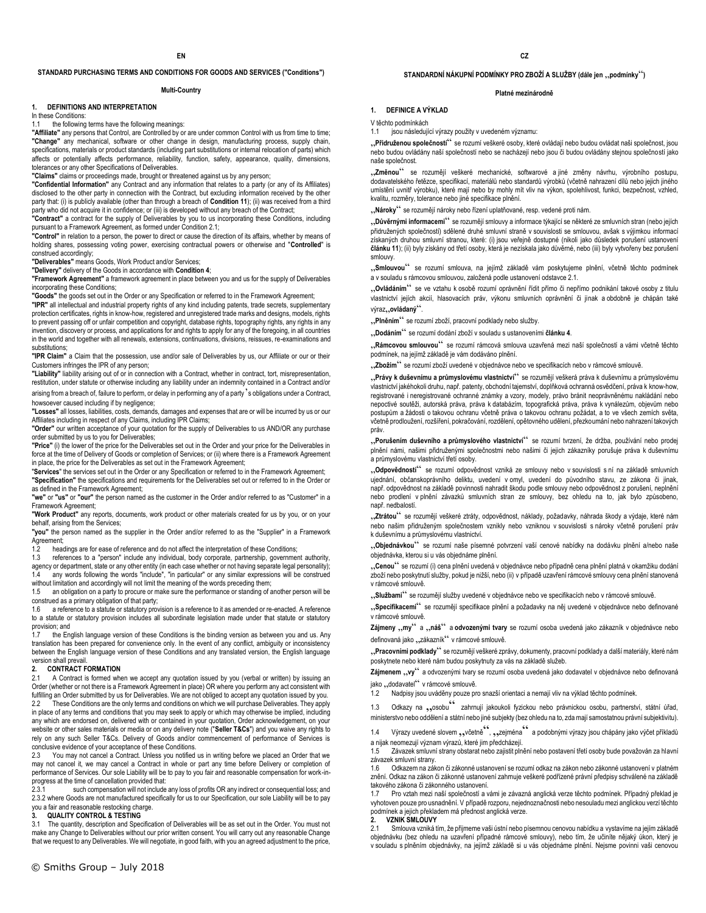EN

**STANDARD PURCHASING TERMS AND CONDITIONS FOR GOODS AND SERVICES ("Conditions")**

**Multi-Country**

**1. DEFINITIONS AND INTERPRETATION**

In these Conditions:

1.1 the following terms have the following meanings:

**"Affiliate"** any persons that Control, are Controlled by or are under common Control with us from time to time;

**"Change"** any mechanical, software or other change in design, manufacturing process, supply chain, specifications, materials or product standards (including part substitutions or internal relocation of parts) which affects or potentially affects performance, reliability, function, safety, appearance, quality, dimensions, tolerances or any other Specifications of Deliverables.

**"Claims"** claims or proceedings made, brought or threatened against us by any person;

**"Confidential Information"** any Contract and any information that relates to a party (or any of its Affiliates) disclosed to the other party in connection with the Contract, but excluding information received by the other party that: (i) is publicly available (other than through a breach of **Condition 11**); (ii) was received from a third party who did not acquire it in confidence; or (iii) is developed without any breach of the Contract;

**"Contract"** a contract for the supply of Deliverables by you to us incorporating these Conditions, including pursuant to a Framework Agreement, as formed under Condition 2.1;

**"Control"** in relation to a person, the power to direct or cause the direction of its affairs, whether by means of holding shares, possessing voting power, exercising contractual powers or otherwise and "**Controlled**" is construed accordingly;

**"Deliverables"** means Goods, Work Product and/or Services;

**"Delivery"** delivery of the Goods in accordance with **Condition 4**;

**"Framework Agreement"** a framework agreement in place between you and us for the supply of Deliverables incorporating these Conditions;

**"Goods"** the goods set out in the Order or any Specification or referred to in the Framework Agreement;

**"IPR"** all intellectual and industrial property rights of any kind including patents, trade secrets, supplementary protection certificates, rights in know-how, registered and unregistered trade marks and designs, models, rights to prevent passing off or unfair competition and copyright, database rights, topography rights, any rights in any invention, discovery or process, and applications for and rights to apply for any of the foregoing, in all countries in the world and together with all renewals, extensions, continuations, divisions, reissues, re-examinations and substitutions;

**"IPR Claim"** a Claim that the possession, use and/or sale of Deliverables by us, our Affiliate or our or their Customers infringes the IPR of any person;

**"Liability"** liability arising out of or in connection with a Contract, whether in contract, tort, misrepresentation, restitution, under statute or otherwise including any liability under an indemnity contained in a Contract and/or arising from a breach of, failure to perform, or delay in performing any of a party's obligations under a Contract, howsoever caused including if by negligence;

**"Losses"** all losses, liabilities, costs, demands, damages and expenses that are or will be incurred by us or our Affiliates including in respect of any Claims, including IPR Claims;

**"Order"** our written acceptance of your quotation for the supply of Deliverables to us AND/OR any purchase order submitted by us to you for Deliverables;

**"Price"** (i) the lower of the price for the Deliverables set out in the Order and your price for the Deliverables in force at the time of Delivery of Goods or completion of Services; or (ii) where there is a Framework Agreement in place, the price for the Deliverables as set out in the Framework Agreement;

"**Services**" the services set out in the Order or any Specification or referred to in the Framework Agreement;

**"Specification"** the specifications and requirements for the Deliverables set out or referred to in the Order or as defined in the Framework Agreement;

**"we"** or **"us"** or **"our"** the person named as the customer in the Order and/or referred to as "Customer" in a Framework Agreement;

**"Work Product"** any reports, documents, work product or other materials created for us by you, or on your behalf, arising from the Services;

**"you"** the person named as the supplier in the Order and/or referred to as the "Supplier" in a Framework Agreement;

1.2 headings are for ease of reference and do not affect the interpretation of these Conditions;

1.3 references to a "person" include any individual, body corporate, partnership, government authority, agency or department, state or any other entity (in each case whether or not having separate legal personality);

1.4 any words following the words "include", "in particular" or any similar expressions will be construed without limitation and accordingly will not limit the meaning of the words preceding them;

1.5 an obligation on a party to procure or make sure the performance or standing of another person will be construed as a primary obligation of that party;

1.6 a reference to a statute or statutory provision is a reference to it as amended or re-enacted. A reference to a statute or statutory provision includes all subordinate legislation made under that statute or statutory provision; and

1.7 the English language version of these Conditions is the binding version as between you and us. Any translation has been prepared for convenience only. In the event of any conflict, ambiguity or inconsistency between the English language version of these Conditions and any translated version, the English language version shall prevail.

**2. CONTRACT FORMATION**

2.1 A Contract is formed when we accept any quotation issued by you (verbal or written) by issuing an Order (whether or not there is a Framework Agreement in place) OR where you perform any act consistent with fulfilling an Order submitted by us for Deliverables. We are not obliged to accept any quotation issued by you.

2.2 These Conditions are the only terms and conditions on which we will purchase Deliverables. They apply in place of any terms and conditions that you may seek to apply or which may otherwise be implied, including any which are endorsed on, delivered with or contained in your quotation, Order acknowledgement, on your website or other sales materials or media or on any delivery note ("**Seller T&Cs**") and you waive any rights to rely on any such Seller T&Cs. Delivery of Goods and/or commencement of performance of Services is conclusive evidence of your acceptance of these Conditions.

2.3 You may not cancel a Contract. Unless you notified us in writing before we placed an Order that we may not cancel it, we may cancel a Contract in whole or part any time before Delivery or completion of performance of Services. Our sole Liability will be to pay to you fair and reasonable compensation for work-in-progress at the time of cancellation provided that:

2.3.1 such compensation will not include any loss of profits OR any indirect or consequential loss; and

2.3.2 where Goods are not manufactured specifically for us to our Specification, our sole Liability will be to pay you a fair and reasonable restocking charge.

**3. QUALITY CONTROL & TESTING**

3.1 The quantity, description and Specification of Deliverables will be as set out in the Order. You must not make any Change to Deliverables without our prior written consent. You will carry out any reasonable Change that we request to any Deliverables. We will negotiate, in good faith, with you an agreed adjustment to the price,

CZ

**STANDARDNÍ NÁKUPNÍ PODMÍNKY PRO ZBOŽÍ A SLUŽBY (dále jen „podmínky")**

**Platné mezinárodně**

**1. DEFINICE A VÝKLAD**

V těchto podmínkách

1.1 jsou následující výrazy použity v uvedeném významu:

**„Přidruženou společností"** se rozumí veškeré osoby, které ovládají nebo budou ovládat naši společnost, jsou nebo budou ovládány naší společností nebo se nacházejí nebo jsou či budou ovládány stejnou společností jako naše společnost.

**„Změnou"** se rozumějí veškeré mechanické, softwarové a jiné změny návrhu, výrobního postupu, dodavatelského řetězce, specifikací, materiálů nebo standardů výrobků (včetně nahrazení dílů nebo jejich jiného umístění uvnitř výrobku), které mají nebo by mohly mít vliv na výkon, spolehlivost, funkci, bezpečnost, vzhled, kvalitu, rozměry, tolerance nebo jiné specifikace plnění.

**„Nároky"** se rozumějí nároky nebo řízení uplatňované, resp. vedené proti nám.

**„Důvěrnými informacemi"** se rozumějí smlouvy a informace týkající se některé ze smluvních stran (nebo jejích přidružených společností) sdělené druhé smluvní straně v souvislosti se smlouvou, avšak s výjimkou informací získaných druhou smluvní stranou, které: (i) jsou veřejně dostupné (nikoli jako důsledek porušení ustanovení **článku 11**); (ii) byly získány od třetí osoby, která je nezískala jako důvěrné, nebo (iii) byly vytvořeny bez porušení smlouvy.

**„Smlouvou"** se rozumí smlouva, na jejímž základě vám poskytujeme plnění, včetně těchto podmínek a v souladu s rámcovou smlouvou, založená podle ustanovení odstavce 2.1.

**„Ovládáním"** se ve vztahu k osobě rozumí oprávnění řídit přímo či nepřímo podnikání takové osoby z titulu vlastnictví jejích akcií, hlasovacích práv, výkonu smluvních oprávnění či jinak a obdobně je chápán také výraz **„ovládaný"**.

**„Plněním"** se rozumí zboží, pracovní podklady nebo služby.

**„Dodáním"** se rozumí dodání zboží v souladu s ustanoveními **článku 4**.

**„Rámcovou smlouvou"** se rozumí rámcová smlouva uzavřená mezi naší společností a vámi včetně těchto podmínek, na jejímž základě je vám dodáváno plnění.

**„Zbožím"** se rozumí zboží uvedené v objednávce nebo ve specifikacích nebo v rámcové smlouvě.

**„Právy k duševnímu a průmyslovému vlastnictví"** se rozumějí veškerá práva k duševnímu a průmyslovému vlastnictví jakéhokoli druhu, např. patenty, obchodní tajemství, doplňková ochranná osvědčení, práva k know-how, registrované i neregistrované ochranné známky a vzory, modely, právo bránit neoprávněnému nakládání nebo nepoctivé soutěži, autorská práva, práva k databázím, topografická práva, práva k vynálezům, objevům nebo postupům a žádosti o takovou ochranu včetně práva o takovou ochranu požádat, a to ve všech zemích světa, včetně prodloužení, rozšíření, pokračování, rozdělení, opětovného udělení, přezkoumání nebo nahrazení takových práv.

**„Porušením duševního a průmyslového vlastnictví"** se rozumí tvrzení, že držba, používání nebo prodej plnění námi, našimi přidruženými společnostmi nebo našimi či jejich zákazníky porušuje práva k duševnímu a průmyslovému vlastnictví třetí osoby.

**„Odpovědností"** se rozumí odpovědnost vzniká ze smlouvy nebo v souvislosti s ní na základě smluvních ujednání, občanskoprávního deliktu, uvedení v omyl, uvedení do původního stavu, ze zákona či jinak, např. odpovědnost na základě povinnosti nahradit škodu podle smlouvy nebo odpovědnost z porušení, neplnění nebo prodlení v plnění závazků smluvních stran ze smlouvy, bez ohledu na to, jak bylo způsobeno, např. nedbalostí.

**„Ztrátou"** se rozumějí veškeré ztráty, odpovědnost, náklady, požadavky, náhrada škody a výdaje, které nám nebo našim přidruženým společnostem vznikly nebo vzniknou v souvislosti s nároky včetně porušení práv k duševnímu a průmyslovému vlastnictví.

**„Objednávkou"** se rozumí naše písemné potvrzení vaší cenové nabídky na dodávku plnění a/nebo naše objednávka, kterou si u vás objednáme plnění.

**„Cenou"** se rozumí (i) cena plnění uvedená v objednávce nebo případně cena plnění platná v okamžiku dodání zboží nebo poskytnutí služby, pokud je nižší, nebo (ii) v případě uzavření rámcové smlouvy cena plnění stanovená v rámcové smlouvě.

**„Službami"** se rozumějí služby uvedené v objednávce nebo ve specifikacích nebo v rámcové smlouvě.

**„Specifikacemi"** se rozumějí specifikace plnění a požadavky na něj uvedené v objednávce nebo definované v rámcové smlouvě.

**Zájmeny „my" a „náš" a odvozenými tvary** se rozumí osoba uvedená jako zákazník v objednávce nebo definovaná jako „zákazník" v rámcové smlouvě.

**„Pracovními podklady"** se rozumějí veškeré zprávy, dokumenty, pracovní podklady a další materiály, které nám poskytnete nebo které nám budou poskytnuty za vás na základě služeb.

**Zájmenem „vy"** a odvozenými tvary se rozumí osoba uvedená jako dodavatel v objednávce nebo definovaná jako „dodavatel" v rámcové smlouvě.

1.2 Nadpisy jsou uváděny pouze pro snazší orientaci a nemají vliv na výklad těchto podmínek.

1.3 Odkazy na „osobu" zahrnují jakoukoli fyzickou nebo právnickou osobu, partnerství, státní úřad, ministerstvo nebo oddělení a státní nebo jiné subjekty (bez ohledu na to, zda mají samostatnou právní subjektivitu).

1.4 Výrazy uvedené slovem „včetně", „zejména" a podobnými výrazy jsou chápány jako výčet příkladů a nijak neomezují význam výrazů, které jim předcházejí.

1.5 Závazek smluvní strany obstarat nebo zajistit plnění nebo postavení třetí osoby bude považován za hlavní závazek smluvní strany.

1.6 Odkazem na zákon či zákonné ustanovení se rozumí odkaz na zákon nebo zákonné ustanovení v platném znění. Odkaz na zákon či zákonné ustanovení zahrnuje veškeré podřízené právní předpisy schválené na základě takového zákona či zákonného ustanovení.

1.7 Pro vztah mezi naší společností a vámi je závazná anglická verze těchto podmínek. Případný překlad je vyhotoven pouze pro usnadnění. V případě rozporu, nejednoznačnosti nebo nesouladu mezi anglickou verzí těchto podmínek a jejich překladem má přednost anglická verze.

**2. VZNIK SMLOUVY**

2.1 Smlouva vzniká tím, že přijmeme vaši ústní nebo písemnou cenovou nabídku a vystavíme na jejím základě objednávku (bez ohledu na uzavření případné rámcové smlouvy), nebo tím, že učiníte nějaký úkon, který je v souladu s plněním objednávky, na jejímž základě si u vás objednáme plnění. Nejsme povinni vaši cenovou

© Smiths Group – July 2018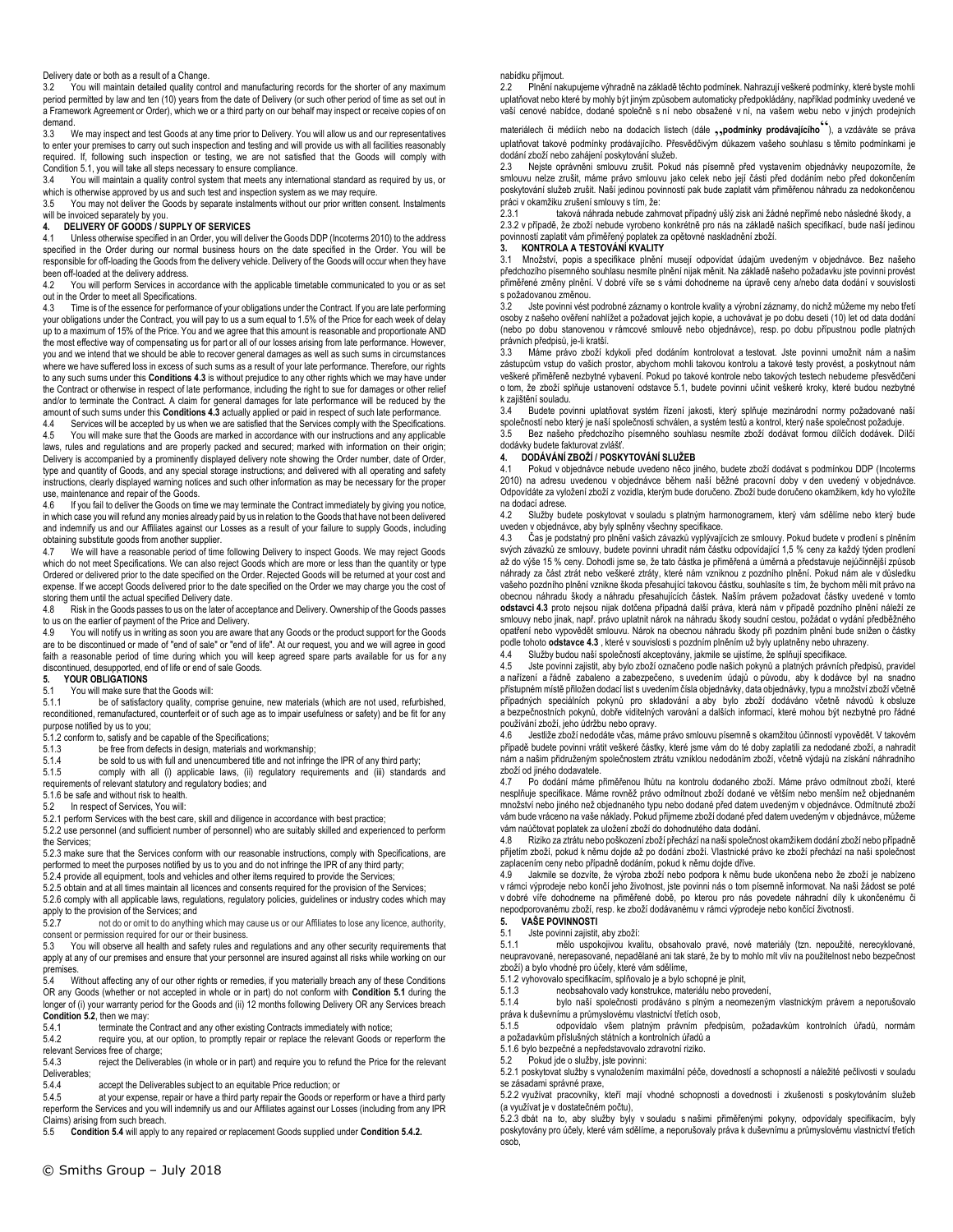Delivery date or both as a result of a Change.

3.2 You will maintain detailed quality control and manufacturing records for the shorter of any maximum period permitted by law and ten (10) years from the date of Delivery (or such other period of time as set out in a Framework Agreement or Order), which we or a third party on our behalf may inspect or receive copies of on demand.

3.3 We may inspect and test Goods at any time prior to Delivery. You will allow us and our representatives to enter your premises to carry out such inspection and testing and will provide us with all facilities reasonably required. If, following such inspection or testing, we are not satisfied that the Goods will comply with Condition 5.1, you will take all steps necessary to ensure compliance.

3.4 You will maintain a quality control system that meets any international standard as required by us, or which is otherwise approved by us and such test and inspection system as we may require.

3.5 You may not deliver the Goods by separate instalments without our prior written consent. Instalments will be invoiced separately by you.

### 4. DELIVERY OF GOODS / SUPPLY OF SERVICES

4.1 Unless otherwise specified in an Order, you will deliver the Goods DDP (Incoterms 2010) to the address specified in the Order during our normal business hours on the date specified in the Order. You will be responsible for off-loading the Goods from the delivery vehicle. Delivery of the Goods will occur when they have been off-loaded at the delivery address.

4.2 You will perform Services in accordance with the applicable timetable communicated to you or as set out in the Order to meet all Specifications.

4.3 Time is of the essence for performance of your obligations under the Contract. If you are late performing your obligations under the Contract, you will pay to us a sum equal to 1.5% of the Price for each week of delay up to a maximum of 15% of the Price. You and we agree that this amount is reasonable and proportionate AND the most effective way of compensating us for part or all of our losses arising from late performance. However, you and we intend that we should be able to recover general damages as well as such sums in circumstances where we have suffered loss in excess of such sums as a result of your late performance. Therefore, our rights to any such sums under this **Conditions 4.3** is without prejudice to any other rights which we may have under the Contract or otherwise in respect of late performance, including the right to sue for damages or other relief and/or to terminate the Contract. A claim for general damages for late performance will be reduced by the amount of such sums under this **Conditions 4.3** actually applied or paid in respect of such late performance.

4.4 Services will be accepted by us when we are satisfied that the Services comply with the Specifications.

4.5 You will make sure that the Goods are marked in accordance with our instructions and any applicable laws, rules and regulations and are properly packed and secured; marked with information on their origin; Delivery is accompanied by a prominently displayed delivery note showing the Order number, date of Order, type and quantity of Goods, and any special storage instructions; and delivered with all operating and safety instructions, clearly displayed warning notices and such other information as may be necessary for the proper use, maintenance and repair of the Goods.

4.6 If you fail to deliver the Goods on time we may terminate the Contract immediately by giving you notice, in which case you will refund any monies already paid by us in relation to the Goods that have not been delivered and indemnify us and our Affiliates against our Losses as a result of your failure to supply Goods, including obtaining substitute goods from another supplier.

4.7 We will have a reasonable period of time following Delivery to inspect Goods. We may reject Goods which do not meet Specifications. We can also reject Goods which are more or less than the quantity or type Ordered or delivered prior to the date specified on the Order. Rejected Goods will be returned at your cost and expense. If we accept Goods delivered prior to the date specified on the Order we may charge you the cost of storing them until the actual specified Delivery date.

4.8 Risk in the Goods passes to us on the later of acceptance and Delivery. Ownership of the Goods passes to us on the earlier of payment of the Price and Delivery.

4.9 You will notify us in writing as soon you are aware that any Goods or the product support for the Goods are to be discontinued or made of "end of sale" or "end of life". At our request, you and we will agree in good faith a reasonable period of time during which you will keep agreed spare parts available for us for any discontinued, desupported, end of life or end of sale Goods.

### 5. YOUR OBLIGATIONS

5.1 You will make sure that the Goods will:

5.1.1 be of satisfactory quality, comprise genuine, new materials (which are not used, refurbished, reconditioned, remanufactured, counterfeit or of such age as to impair usefulness or safety) and be fit for any purpose notified by us to you;

5.1.2 conform to, satisfy and be capable of the Specifications;

5.1.3 be free from defects in design, materials and workmanship;

5.1.4 be sold to us with full and unencumbered title and not infringe the IPR of any third party;

5.1.5 comply with all (i) applicable laws, (ii) regulatory requirements and (iii) standards and requirements of relevant statutory and regulatory bodies; and

5.1.6 be safe and without risk to health.

5.2 In respect of Services, You will:

5.2.1 perform Services with the best care, skill and diligence in accordance with best practice;

5.2.2 use personnel (and sufficient number of personnel) who are suitably skilled and experienced to perform the Services;

5.2.3 make sure that the Services conform with our reasonable instructions, comply with Specifications, are performed to meet the purposes notified by us to you and do not infringe the IPR of any third party;

5.2.4 provide all equipment, tools and vehicles and other items required to provide the Services;

5.2.5 obtain and at all times maintain all licences and consents required for the provision of the Services;

5.2.6 comply with all applicable laws, regulations, regulatory policies, guidelines or industry codes which may apply to the provision of the Services; and

5.2.7 not do or omit to do anything which may cause us or our Affiliates to lose any licence, authority, consent or permission required for our or their business.

5.3 You will observe all health and safety rules and regulations and any other security requirements that apply at any of our premises and ensure that your personnel are insured against all risks while working on our premises.

5.4 Without affecting any of our other rights or remedies, if you materially breach any of these Conditions OR any Goods (whether or not accepted in whole or in part) do not conform with **Condition 5.1** during the longer of (i) your warranty period for the Goods and (ii) 12 months following Delivery OR any Services breach **Condition 5.2**, then we may:

5.4.1 terminate the Contract and any other existing Contracts immediately with notice;

5.4.2 require you, at our option, to promptly repair or replace the relevant Goods or reperform the relevant Services free of charge;

5.4.3 reject the Deliverables (in whole or in part) and require you to refund the Price for the relevant Deliverables;

5.4.4 accept the Deliverables subject to an equitable Price reduction; or

5.4.5 at your expense, repair or have a third party repair the Goods or reperform or have a third party reperform the Services and you will indemnify us and our Affiliates against our Losses (including from any IPR Claims) arising from such breach.

5.5 **Condition 5.4** will apply to any repaired or replacement Goods supplied under **Condition 5.4.2.**

© Smiths Group – July 2018

nabídku přijmout.

2.2 Plnění nakupujeme výhradně na základě těchto podmínek. Nahrazují veškeré podmínky, které byste mohli uplatňovat nebo které by mohly být jiným způsobem automaticky předpokládány, například podmínky uvedené ve vaší cenové nabídce, dodané společně s ní nebo obsažené v ní, na vašem webu nebo v jiných prodejních materiálech či médiích nebo na dodacích listech (dále **„podmínky prodávajícího“**), a vzdáváte se práva uplatňovat takové podmínky prodávajícího. Přesvědčivým důkazem vašeho souhlasu s těmito podmínkami je dodání zboží nebo zahájení poskytování služeb.

2.3 Nejste oprávněni smlouvu zrušit. Pokud nás písemně před vystavením objednávky neupozorníte, že smlouvu nelze zrušit, máme právo smlouvu jako celek nebo její části před dodáním nebo před dokončením poskytování služeb zrušit. Naší jedinou povinností pak bude zaplatit vám přiměřenou náhradu za nedokončenou práci v okamžiku zrušení smlouvy s tím, že:

2.3.1 taková náhrada nebude zahrnovat případný ušlý zisk ani žádné nepřímé nebo následné škody, a

2.3.2 v případě, že zboží nebude vyrobeno konkrétně pro nás na základě našich specifikací, bude naší jedinou povinností zaplatit vám přiměřený poplatek za opětovné naskladnění zboží.

### 3. KONTROLA A TESTOVÁNÍ KVALITY

3.1 Množství, popis a specifikace plnění musejí odpovídat údajům uvedeným v objednávce. Bez našeho předchozího písemného souhlasu nesmíte plnění nijak měnit. Na základě našeho požadavku jste povinni provést přiměřené změny plnění. V dobré víře se s vámi dohodneme na úpravě ceny a/nebo data dodání v souvislosti s požadovanou změnou.

3.2 Jste povinni vést podrobné záznamy o kontrole kvality a výrobní záznamy, do nichž můžeme my nebo třetí osoby z našeho ověření nahlížet a požadovat jejich kopie, a uchovávat je po dobu deseti (10) let od data dodání (nebo po dobu stanovenou v rámcové smlouvě nebo objednávce), resp. po dobu přípustnou podle platných právních předpisů, je-li kratší.

3.3 Máme právo zboží kdykoli před dodáním kontrolovat a testovat. Jste povinni umožnit nám a našim zástupcům vstup do vašich prostor, abychom mohli takovou kontrolu a takové testy provést, a poskytnout nám veškeré přiměřeně nezbytné vybavení. Pokud po takové kontrole nebo takových testech nebudeme přesvědčeni o tom, že zboží splňuje ustanovení odstavce 5.1, budete povinni učinit veškeré kroky, které budou nezbytné k zajištění souladu.

3.4 Budete povinni uplatňovat systém řízení jakosti, který splňuje mezinárodní normy požadované naší společností nebo který je naší společností schválen, a systém testů a kontrol, který naše společnost požaduje.

3.5 Bez našeho předchozího písemného souhlasu nesmíte zboží dodávat formou dílčích dodávek. Dílčí dodávky budete fakturovat zvlášť.

### 4. DODÁVÁNÍ ZBOŽÍ / POSKYTOVÁNÍ SLUŽEB

4.1 Pokud v objednávce nebude uvedeno něco jiného, budete zboží dodávat s podmínkou DDP (Incoterms 2010) na adresu uvedenou v objednávce během naší běžné pracovní doby v den uvedený v objednávce. Odpovídáte za vyložení zboží z vozidla, kterým bude doručeno. Zboží bude doručeno okamžikem, kdy ho vyložíte na dodací adrese.

4.2 Služby budete poskytovat v souladu s platným harmonogramem, který vám sdělíme nebo který bude uveden v objednávce, aby byly splněny všechny specifikace.

4.3 Čas je podstatný pro plnění vašich závazků vyplývajících ze smlouvy. Pokud budete v prodlení s plněním svých závazků ze smlouvy, budete povinni uhradit nám částku odpovídající 1,5 % ceny za každý týden prodlení až do výše 15 % ceny. Dohodli jsme se, že tato částka je přiměřená a úměrná a představuje nejúčinnější způsob náhrady za část ztrát nebo veškeré ztráty, které nám vzniknou z pozdního plnění. Pokud nám ale v důsledku vašeho pozdního plnění vznikne škoda přesahující takovou částku, souhlasíte s tím, že bychom měli mít právo na obecnou náhradu škody a náhradu přesahujících částek. Naším právem požadovat částky uvedené v tomto **odstavci 4.3** proto nejsou nijak dotčena případná další práva, která nám v případě pozdního plnění náleží ze smlouvy nebo jinak, např. právo uplatnit nárok na náhradu škody soudní cestou, požádat o vydání předběžného opatření nebo vypovědět smlouvu. Nárok na obecnou náhradu škody při pozdním plnění bude snížen o částky podle tohoto **odstavce 4.3** , které v souvislosti s pozdním plněním už byly uplatněny nebo uhrazeny.

4.4 Služby budou naší společností akceptovány, jakmile se ujistíme, že splňují specifikace.

4.5 Jste povinni zajistit, aby bylo zboží označeno podle našich pokynů a platných právních předpisů, pravidel a nařízení a řádně zabaleno a zabezpečeno, s uvedením údajů o původu, aby k dodávce byl na snadno přístupném místě přiložen dodací list s uvedením čísla objednávky, data objednávky, typu a množství zboží včetně případných speciálních pokynů pro skladování a aby bylo zboží dodáváno včetně návodů k obsluze a bezpečnostních pokynů, dobře viditelných varování a dalších informací, které mohou být nezbytné pro řádné používání zboží, jeho údržbu nebo opravy.

4.6 Jestliže zboží nedodáte včas, máme právo smlouvu písemně s okamžitou účinností vypovědět. V takovém případě budete povinni vrátit veškeré částky, které jsme vám do té doby zaplatili za nedodané zboží, a nahradit nám a našim přidruženým společnostem ztrátu vzniklou nedodáním zboží, včetně výdajů na získání náhradního zboží od jiného dodavatele.

4.7 Po dodání máme přiměřenou lhůtu na kontrolu dodaného zboží. Máme právo odmítnout zboží, které nesplňuje specifikace. Máme rovněž právo odmítnout zboží dodané ve větším nebo menším než objednaném množství nebo jiného než objednaného typu nebo dodané před datem uvedeným v objednávce. Odmítnuté zboží vám bude vráceno na vaše náklady. Pokud přijmeme zboží dodané před datem uvedeným v objednávce, můžeme vám naúčtovat poplatek za uložení zboží do dohodnutého data dodání.

4.8 Riziko za ztrátu nebo poškození zboží přechází na naši společnost okamžikem dodání zboží nebo případně přijetím zboží, pokud k němu dojde až po dodání zboží. Vlastnické právo ke zboží přechází na naši společnost zaplacením ceny nebo případně dodáním, pokud k němu dojde dříve.

4.9 Jakmile se dozvíte, že výroba zboží nebo podpora k němu bude ukončena nebo že zboží je nabízeno v rámci výprodeje nebo končí jeho životnost, jste povinni nás o tom písemně informovat. Na naši žádost se poté v dobré víře dohodneme na přiměřené době, po kterou pro nás povedete náhradní díly k ukončenému či nepodporovanému zboží, resp. ke zboží dodávanému v rámci výprodeje nebo končící životnosti.

### 5. VAŠE POVINNOSTI

5.1 Jste povinni zajistit, aby zboží:

5.1.1 mělo uspokojivou kvalitu, obsahovalo pravé, nové materiály (tzn. nepoužité, nerecyklované, neupravované, nerepasované, nepadělané ani tak staré, že by to mohlo mít vliv na použitelnost nebo bezpečnost zboží) a bylo vhodné pro účely, které vám sdělíme,

5.1.2 vyhovovalo specifikacím, splňovalo je a bylo schopné je plnit,

5.1.3 neobsahovalo vady konstrukce, materiálu nebo provedení,

5.1.4 bylo naší společnosti prodáváno s plným a neomezeným vlastnickým právem a neporušovalo práva k duševnímu a průmyslovému vlastnictví třetích osob,

5.1.5 odpovídalo všem platným právním předpisům, požadavkům kontrolních úřadů, normám a požadavkům příslušných státních a kontrolních úřadů a

5.1.6 bylo bezpečné a nepředstavovalo zdravotní riziko.

5.2 Pokud jde o služby, jste povinni:

5.2.1 poskytovat služby s vynaložením maximální péče, dovedností a schopností a náležité pečlivosti v souladu se zásadami správné praxe,

5.2.2 využívat pracovníky, kteří mají vhodné schopnosti a dovednosti i zkušenosti s poskytováním služeb (a využívat je v dostatečném počtu),

5.2.3 dbát na to, aby služby byly v souladu s našimi přiměřenými pokyny, odpovídaly specifikacím, byly poskytovány pro účely, které vám sdělíme, a neporušovaly práva k duševnímu a průmyslovému vlastnictví třetích osob,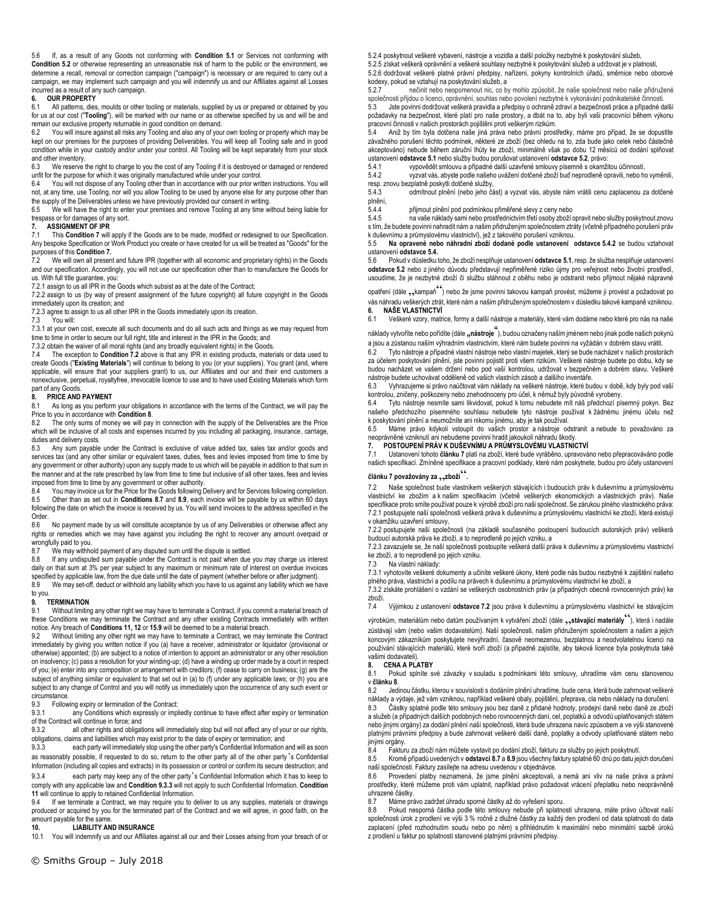5.6 If, as a result of any Goods not conforming with **Condition 5.1** or Services not conforming with **Condition 5.2** or otherwise representing an unreasonable risk of harm to the public or the environment, we determine a recall, removal or correction campaign ("campaign") is necessary or are required to carry out a campaign, we may implement such campaign and you will indemnify us and our Affiliates against all Losses incurred as a result of any such campaign.

## 6. OUR PROPERTY

6.1 All patterns, dies, moulds or other tooling or materials, supplied by us or prepared or obtained by you for us at our cost ("**Tooling**"), will be marked with our name or as otherwise specified by us and will be and remain our exclusive property returnable in good condition on demand.

6.2 You will insure against all risks any Tooling and also any of your own tooling or property which may be kept on our premises for the purposes of providing Deliverables. You will keep all Tooling safe and in good condition while in your custody and/or under your control. All Tooling will be kept separately from your stock and other inventory.

6.3 We reserve the right to charge to you the cost of any Tooling if it is destroyed or damaged or rendered unfit for the purpose for which it was originally manufactured while under your control.

6.4 You will not dispose of any Tooling other than in accordance with our prior written instructions. You will not, at any time, use Tooling, nor will you allow Tooling to be used by anyone else for any purpose other than the supply of the Deliverables unless we have previously provided our consent in writing.

6.5 We will have the right to enter your premises and remove Tooling at any time without being liable for trespass or for damages of any sort.

## 7. ASSIGNMENT OF IPR

7.1 This **Condition 7** will apply if the Goods are to be made, modified or redesigned to our Specification. Any bespoke Specification or Work Product you create or have created for us will be treated as "Goods" for the purposes of this **Condition 7.**

7.2 We will own all present and future IPR (together with all economic and proprietary rights) in the Goods and our specification. Accordingly, you will not use our specification other than to manufacture the Goods for us. With full title guarantee, you:

7.2.1 assign to us all IPR in the Goods which subsist as at the date of the Contract;

7.2.2 assign to us (by way of present assignment of the future copyright) all future copyright in the Goods immediately upon its creation; and

7.2.3 agree to assign to us all other IPR in the Goods immediately upon its creation.

7.3 You will:

7.3.1 at your own cost, execute all such documents and do all such acts and things as we may request from time to time in order to secure our full right, title and interest in the IPR in the Goods; and

7.3.2 obtain the waiver of all moral rights (and any broadly equivalent rights) in the Goods.

7.4 The exception to **Condition 7.2** above is that any IPR in existing products, materials or data used to create Goods ("**Existing Materials**") will continue to belong to you (or your suppliers). You grant (and, where applicable, will ensure that your suppliers grant) to us, our Affiliates and our and their end customers a nonexclusive, perpetual, royaltyfree, irrevocable licence to use and to have used Existing Materials which form part of any Goods.

## 8. PRICE AND PAYMENT

8.1 As long as you perform your obligations in accordance with the terms of the Contract, we will pay the Price to you in accordance with **Condition 8**.

8.2 The only sums of money we will pay in connection with the supply of the Deliverables are the Price which will be inclusive of all costs and expenses incurred by you including all packaging, insurance, carriage, duties and delivery costs.

8.3 Any sum payable under the Contract is exclusive of value added tax, sales tax and/or goods and services tax (and any other similar or equivalent taxes, duties, fees and levies imposed from time to time by any government or other authority) upon any supply made to us which will be payable in addition to that sum in the manner and at the rate prescribed by law from time to time but inclusive of all other taxes, fees and levies imposed from time to time by any government or other authority.

8.4 You may invoice us for the Price for the Goods following Delivery and for Services following completion.

8.5 Other than as set out in **Conditions 8.7** and **8.9**, each invoice will be payable by us within 60 days following the date on which the invoice is received by us. You will send invoices to the address specified in the Order.

8.6 No payment made by us will constitute acceptance by us of any Deliverables or otherwise affect any rights or remedies which we may have against you including the right to recover any amount overpaid or wrongfully paid to you.

8.7 We may withhold payment of any disputed sum until the dispute is settled.

8.8 If any undisputed sum payable under the Contract is not paid when due you may charge us interest daily on that sum at 3% per year subject to any maximum or minimum rate of interest on overdue invoices specified by applicable law, from the due date until the date of payment (whether before or after judgment).

8.9 We may set-off, deduct or withhold any liability which you have to us against any liability which we have to you.

## 9. TERMINATION

9.1 Without limiting any other right we may have to terminate a Contract, if you commit a material breach of these Conditions we may terminate the Contract and any other existing Contracts immediately with written notice. Any breach of **Conditions 11, 12** or **15.9** will be deemed to be a material breach.

9.2 Without limiting any other right we may have to terminate a Contract, we may terminate the Contract immediately by giving you written notice if you (a) have a receiver, administrator or liquidator (provisional or otherwise) appointed; (b) are subject to a notice of intention to appoint an administrator or any other resolution on insolvency; (c) pass a resolution for your winding-up; (d) have a winding up order made by a court in respect of you; (e) enter into any composition or arrangement with creditors; (f) cease to carry on business; (g) are the subject of anything similar or equivalent to that set out in (a) to (f) under any applicable laws; or (h) you are subject to any change of Control and you will notify us immediately upon the occurrence of any such event or circumstance.

9.3 Following expiry or termination of the Contract:

9.3.1 any Conditions which expressly or impliedly continue to have effect after expiry or termination of the Contract will continue in force; and

9.3.2 all other rights and obligations will immediately stop but will not affect any of your or our rights, obligations, claims and liabilities which may exist prior to the date of expiry or termination; and

9.3.3 each party will immediately stop using the other party's Confidential Information and will as soon as reasonably possible, if requested to do so, return to the other party all of the other party's Confidential Information (including all copies and extracts) in its possession or control or confirm its secure destruction; and

9.3.4 each party may keep any of the other party's Confidential Information which it has to keep to comply with any applicable law and **Condition 9.3.3** will not apply to such Confidential Information. **Condition 11** will continue to apply to retained Confidential Information.

9.4 If we terminate a Contract, we may require you to deliver to us any supplies, materials or drawings produced or acquired by you for the terminated part of the Contract and we will agree, in good faith, on the amount payable for the same.

## 10. LIABILITY AND INSURANCE

10.1 You will indemnify us and our Affiliates against all our and their Losses arising from your breach of or

5.2.4 poskytnout veškeré vybavení, nástroje a vozidla a další položky nezbytné k poskytování služeb,

5.2.5 získat veškerá oprávnění a veškeré souhlasy nezbytné k poskytování služeb a udržovat je v platnosti,

5.2.6 dodržovat veškeré platné právní předpisy, nařízení, pokyny kontrolních úřadů, směrnice nebo oborové kodexy, pokud se vztahují na poskytování služeb, a

5.2.7 nečinit nebo neopomenout nic, co by mohlo způsobit, že naše společnost nebo naše přidružené společnosti přijdou o licenci, oprávnění, souhlas nebo povolení nezbytné k vykonávání podnikatelské činnosti.

5.3 Jste povinni dodržovat veškerá pravidla a předpisy o ochraně zdraví a bezpečnosti práce a případné další požadavky na bezpečnost, které platí pro naše prostory, a dbát na to, aby byli vaši pracovníci během výkonu pracovní činnosti v našich prostorách pojištěni proti veškerým rizikům.

5.4 Aniž by tím byla dotčena naše jiná práva nebo právní prostředky, máme pro případ, že se dopustíte závažného porušení těchto podmínek, některé ze zboží (bez ohledu na to, zda bude jako celek nebo částečně akceptováno) nebude během záruční lhůty ke zboží, minimálně však po dobu 12 měsíců od dodání splňovat ustanovení **odstavce 5.1** nebo služby budou porušovat ustanovení **odstavce 5.2**, právo:

5.4.1 vypovědět smlouvu a případné další uzavřené smlouvy písemně s okamžitou účinností,

5.4.2 vyzvat vás, abyste podle našeho uvážení dotčené zboží buď neprodleně opravili, nebo ho vyměnili, resp. znovu bezplatně poskytli dotčené služby,

5.4.3 odmítnout plnění (nebo jeho část) a vyzvat vás, abyste nám vrátili cenu zaplacenou za dotčené plnění,

5.4.4 přijmout plnění pod podmínkou přiměřené slevy z ceny nebo

5.4.5 na vaše náklady sami nebo prostřednictvím třetí osoby zboží opravit nebo služby poskytnout znovu s tím, že budete povinni nahradit nám a našim přidruženým společnostem ztráty (včetně případného porušení práv k duševnímu a průmyslovému vlastnictví), jež z takového porušení vzniknou.

5.5 **Na opravené nebo náhradní zboží dodané podle ustanovení odstavce 5.4.2 se budou vztahovat ustanovení odstavce 5.4.**

5.6 Pokud v důsledku toho, že zboží nesplňuje ustanovení **odstavce 5.1**, resp. že služba nesplňuje ustanovení **odstavce 5.2** nebo z jiného důvodu představují nepřiměřené riziko újmy pro veřejnost nebo životní prostředí, usoudíme, že je nezbytné zboží či službu stáhnout z oběhu nebo je odstranit nebo přijmout nějaké nápravné opatření (dále **„kampaň“**) nebo že jsme povinni takovou kampaň provést, můžeme ji provést a požadovat po vás náhradu veškerých ztrát, které nám a našim přidruženým společnostem v důsledku takové kampaně vzniknou.

## 6. NAŠE VLASTNICTVÍ

6.1 Veškeré vzory, matrice, formy a další nástroje a materiály, které vám dodáme nebo které pro nás na naše náklady vytvoříte nebo pořídíte (dále **„nástroje“**), budou označeny naším jménem nebo jinak podle našich pokynů a jsou a zůstanou naším výhradním vlastnictvím, které nám budete povinni na vyžádání v dobrém stavu vrátit.

6.2 Tyto nástroje a případné vlastní nástroje nebo vlastní majetek, který se bude nacházet v našich prostorách za účelem poskytování plnění, jste povinni pojistit proti všem rizikům. Veškeré nástroje budete po dobu, kdy se budou nacházet ve vašem držení nebo pod vaší kontrolou, udržovat v bezpečném a dobrém stavu. Veškeré nástroje budete uchovávat odděleně od vašich vlastních zásob a dalšího inventáře.

6.3 Vyhrazujeme si právo naúčtovat vám náklady na veškeré nástroje, které budou v době, kdy byly pod vaší kontrolou, zničeny, poškozeny nebo znehodnoceny pro účel, k němuž byly původně vyrobeny.

6.4 Tyto nástroje nesmíte sami likvidovat, pokud k tomu nebudete mít náš předchozí písemný pokyn. Bez našeho předchozího písemného souhlasu nebudete tyto nástroje používat k žádnému jinému účelu než k poskytování plnění a neumožníte ani nikomu jinému, aby je tak používal.

6.5 Máme právo kdykoli vstoupit do vašich prostor a nástroje odstranit a nebude to považováno za neoprávněné vniknutí ani nebudeme povinni hradit jakoukoli náhradu škody.

## 7. POSTOUPENÍ PRÁV K DUŠEVNÍMU A PRŮMYSLOVÉMU VLASTNICTVÍ

7.1 Ustanovení tohoto **článku 7** platí na zboží, které bude vyráběno, upravováno nebo přepracováváno podle našich specifikací. Zmíněné specifikace a pracovní podklady, které nám poskytnete, budou pro účely ustanovení **článku 7 považovány za „zboží“.**

7.2 Naše společnost bude vlastníkem veškerých stávajících i budoucích práv k duševnímu a průmyslovému vlastnictví ke zbožím a k našim specifikacím (včetně veškerých ekonomických a vlastnických práv). Naše specifikace proto smíte používat pouze k výrobě zboží pro naši společnost. Se zárukou plného vlastnického práva:

7.2.1 postupujete naší společnosti veškerá práva k duševnímu a průmyslovému vlastnictví ke zboží, která existují v okamžiku uzavření smlouvy,

7.2.2 postupujete naší společnosti (na základě současného postoupení budoucích autorských práv) veškerá budoucí autorská práva ke zboží, a to neprodleně po jejich vzniku, a

7.2.3 zavazujete se, že naší společnosti postoupíte veškerá další práva k duševnímu a průmyslovému vlastnictví ke zboží, a to neprodleně po jejich vzniku.

7.3 Na vlastní náklady:

7.3.1 vyhotovíte veškeré dokumenty a učiníte veškeré úkony, které podle nás budou nezbytné k zajištění našeho plného práva, vlastnictví a podílu na právech k duševnímu a průmyslovému vlastnictví ke zboží, a

7.3.2 získáte prohlášení o vzdání se veškerých osobnostních práv (a případných obecně rovnocenných práv) ke zboží.

7.4 Výjimkou z ustanovení **odstavce 7.2** jsou práva k duševnímu a průmyslovému vlastnictví ke stávajícím výrobkům, materiálům nebo datům používaným k vytváření zboží (dále **„stávající materiály“**), která i nadále zůstávají vám (nebo vašim dodavatelům). Naší společnosti, našim přidruženým společnostem a našim a jejich koncovým zákazníkům poskytujete nevýhradní, časově neomezenou, bezplatnou a neodvolatelnou licenci na používání stávajících materiálů, které tvoří zboží (a případně zajistíte, aby taková licence byla poskytnuta také vašimi dodavateli).

## 8. CENA A PLATBY

8.1 Pokud splníte své závazky v souladu s podmínkami této smlouvy, uhradíme vám cenu stanovenou v **článku 8**.

8.2 Jedinou částku, kterou v souvislosti s dodáním plnění uhradíme, bude cena, která bude zahrnovat veškeré náklady a výdaje, jež vám vzniknou, například veškeré obaly, pojištění, přeprava, cla nebo náklady na doručení.

8.3 Částky splatné podle této smlouvy jsou bez daně z přidané hodnoty, prodejní daně nebo daně ze zboží a služeb (a případných dalších podobných nebo rovnocenných daní, cel, poplatků a odvodů uplatňovaných státem nebo jinými orgány) za dodání plnění naší společnosti, která bude uhrazena navíc způsobem a ve výši stanovené platnými právními předpisy a bude zahrnovat veškeré další daně, poplatky a odvody uplatňované státem nebo jinými orgány.

8.4 Fakturu za zboží nám můžete vystavit po dodání zboží, fakturu za služby po jejich poskytnutí.

8.5 Kromě případů uvedených v **odstavci 8.7** a **8.9** jsou všechny faktury splatné 60 dnů po datu jejich doručení naší společnosti. Faktury zasílejte na adresu uvedenou v objednávce.

8.6 Provedení platby neznamená, že jsme plnění akceptovali, a nemá ani vliv na naše práva a právní prostředky, které můžeme proti vám uplatnit, například právo požadovat vrácení přeplatku nebo neoprávněně uhrazené částky.

8.7 Máme právo zadržet úhradu sporné částky až do vyřešení sporu.

8.8 Pokud nesporná částka podle této smlouvy nebude při splatnosti uhrazena, máte právo účtovat naší společnosti úrok z prodlení ve výši 3 % ročně z dlužné částky za každý den prodlení od data splatnosti do data zaplacení (před rozhodnutím soudu nebo po něm) s přihlédnutím k maximální nebo minimální sazbě úroků z prodlení u faktur po splatnosti stanovené platnými právními předpisy.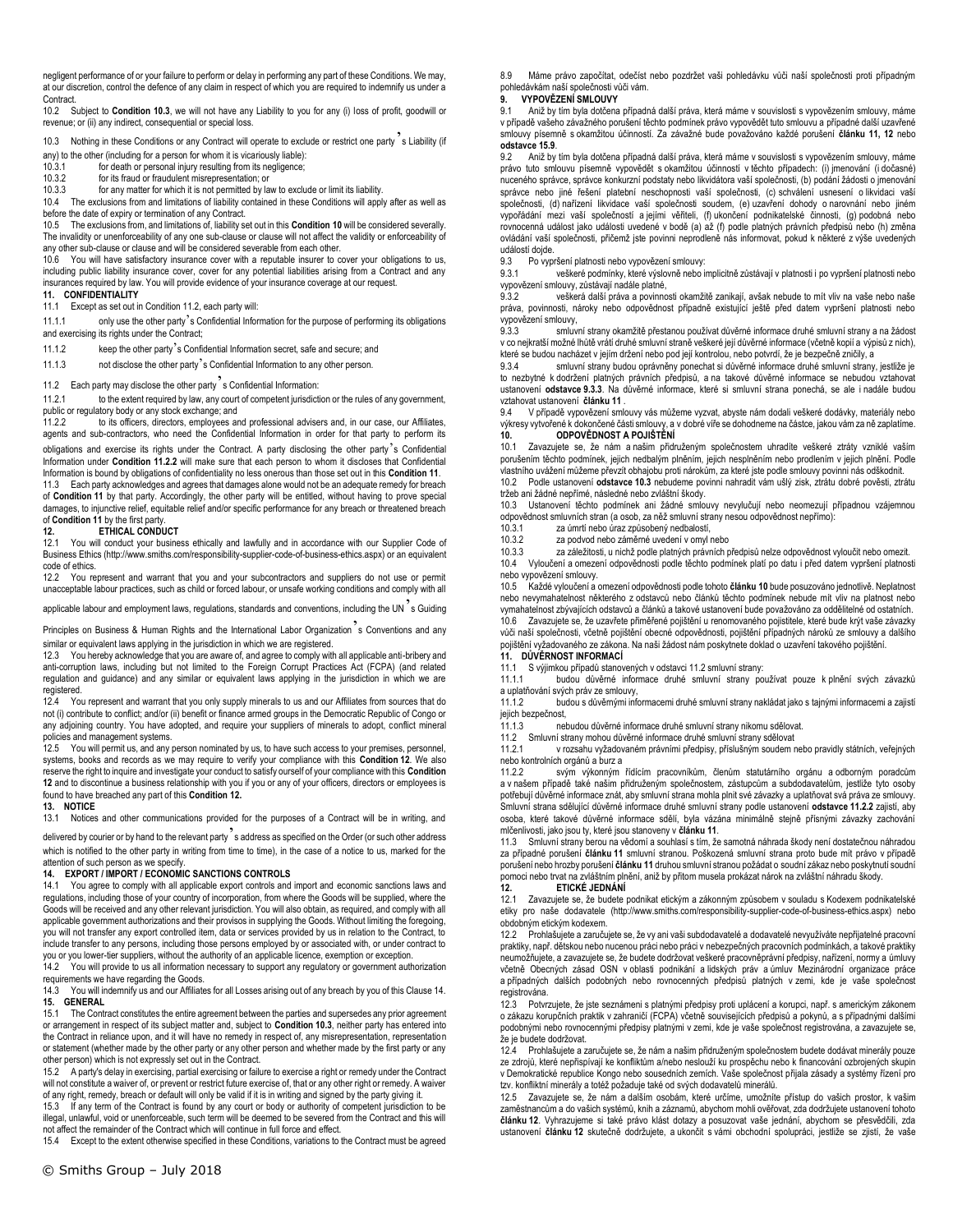negligent performance of or your failure to perform or delay in performing any part of these Conditions. We may, at our discretion, control the defence of any claim in respect of which you are required to indemnify us under a Contract.

10.2 Subject to **Condition 10.3**, we will not have any Liability to you for any (i) loss of profit, goodwill or revenue; or (ii) any indirect, consequential or special loss.

10.3 Nothing in these Conditions or any Contract will operate to exclude or restrict one party's Liability (if any) to the other (including for a person for whom it is vicariously liable):

10.3.1 for death or personal injury resulting from its negligence;

10.3.2 for its fraud or fraudulent misrepresentation; or

10.3.3 for any matter for which it is not permitted by law to exclude or limit its liability.

10.4 The exclusions from and limitations of liability contained in these Conditions will apply after as well as before the date of expiry or termination of any Contract.

10.5 The exclusions from, and limitations of, liability set out in this **Condition 10** will be considered severally. The invalidity or unenforceability of any one sub-clause or clause will not affect the validity or enforceability of any other sub-clause or clause and will be considered severable from each other.

10.6 You will have satisfactory insurance cover with a reputable insurer to cover your obligations to us, including public liability insurance cover, cover for any potential liabilities arising from a Contract and any insurances required by law. You will provide evidence of your insurance coverage at our request.

**11. CONFIDENTIALITY**

11.1 Except as set out in Condition 11.2, each party will:

11.1.1 only use the other party's Confidential Information for the purpose of performing its obligations and exercising its rights under the Contract;

11.1.2 keep the other party's Confidential Information secret, safe and secure; and

11.1.3 not disclose the other party's Confidential Information to any other person.

11.2 Each party may disclose the other party's Confidential Information:

11.2.1 to the extent required by law, any court of competent jurisdiction or the rules of any government, public or regulatory body or any stock exchange; and

11.2.2 to its officers, directors, employees and professional advisers and, in our case, our Affiliates, agents and sub-contractors, who need the Confidential Information in order for that party to perform its obligations and exercise its rights under the Contract. A party disclosing the other party's Confidential Information under **Condition 11.2.2** will make sure that each person to whom it discloses that Confidential Information is bound by obligations of confidentiality no less onerous than those set out in this **Condition 11**.

11.3 Each party acknowledges and agrees that damages alone would not be an adequate remedy for breach of **Condition 11** by that party. Accordingly, the other party will be entitled, without having to prove special damages, to injunctive relief, equitable relief and/or specific performance for any breach or threatened breach of **Condition 11** by the first party.

**12. ETHICAL CONDUCT**

12.1 You will conduct your business ethically and lawfully and in accordance with our Supplier Code of Business Ethics (http://www.smiths.com/responsibility-supplier-code-of-business-ethics.aspx) or an equivalent code of ethics.

12.2 You represent and warrant that you and your subcontractors and suppliers do not use or permit unacceptable labour practices, such as child or forced labour, or unsafe working conditions and comply with all applicable labour and employment laws, regulations, standards and conventions, including the UN's Guiding Principles on Business & Human Rights and the International Labor Organization's Conventions and any similar or equivalent laws applying in the jurisdiction in which we are registered.

12.3 You hereby acknowledge that you are aware of, and agree to comply with all applicable anti-bribery and anti-corruption laws, including but not limited to the Foreign Corrupt Practices Act (FCPA) (and related regulation and guidance) and any similar or equivalent laws applying in the jurisdiction in which we are registered.

12.4 You represent and warrant that you only supply minerals to us and our Affiliates from sources that do not (i) contribute to conflict; and/or (ii) benefit or finance armed groups in the Democratic Republic of Congo or any adjoining country. You have adopted, and require your suppliers of minerals to adopt, conflict mineral policies and management systems.

12.5 You will permit us, and any person nominated by us, to have such access to your premises, personnel, systems, books and records as we may require to verify your compliance with this **Condition 12**. We also reserve the right to inquire and investigate your conduct to satisfy ourself of your compliance with this **Condition 12** and to discontinue a business relationship with you if you or any of your officers, directors or employees is found to have breached any part of this **Condition 12.**

**13. NOTICE**

13.1 Notices and other communications provided for the purposes of a Contract will be in writing, and delivered by courier or by hand to the relevant party's address as specified on the Order (or such other address which is notified to the other party in writing from time to time), in the case of a notice to us, marked for the attention of such person as we specify.

**14. EXPORT / IMPORT / ECONOMIC SANCTIONS CONTROLS**

14.1 You agree to comply with all applicable export controls and import and economic sanctions laws and regulations, including those of your country of incorporation, from where the Goods will be supplied, where the Goods will be received and any other relevant jurisdiction. You will also obtain, as required, and comply with all applicable government authorizations and their provisos in supplying the Goods. Without limiting the foregoing, you will not transfer any export controlled item, data or services provided by us in relation to the Contract, to include transfer to any persons, including those persons employed by or associated with, or under contract to you or you lower-tier suppliers, without the authority of an applicable licence, exemption or exception.

14.2 You will provide to us all information necessary to support any regulatory or government authorization requirements we have regarding the Goods.

14.3 You will indemnify us and our Affiliates for all Losses arising out of any breach by you of this Clause 14.

**15. GENERAL**

15.1 The Contract constitutes the entire agreement between the parties and supersedes any prior agreement or arrangement in respect of its subject matter and, subject to **Condition 10.3**, neither party has entered into the Contract in reliance upon, and it will have no remedy in respect of, any misrepresentation, representation or statement (whether made by the other party or any other person and whether made by the first party or any other person) which is not expressly set out in the Contract.

15.2 A party's delay in exercising, partial exercising or failure to exercise a right or remedy under the Contract will not constitute a waiver of, or prevent or restrict future exercise of, that or any other right or remedy. A waiver of any right, remedy, breach or default will only be valid if it is in writing and signed by the party giving it.

15.3 If any term of the Contract is found by any court or body or authority of competent jurisdiction to be illegal, unlawful, void or unenforceable, such term will be deemed to be severed from the Contract and this will not affect the remainder of the Contract which will continue in full force and effect.

15.4 Except to the extent otherwise specified in these Conditions, variations to the Contract must be agreed

8.9 Máme právo započítat, odečíst nebo pozdržet vaši pohledávku vůči naší společnosti proti případným pohledávkám naší společnosti vůči vám.

**9. VYPOVĚZENÍ SMLOUVY**

9.1 Aniž by tím byla dotčena případná další práva, která máme v souvislosti s vypovězením smlouvy, máme v případě vašeho závažného porušení těchto podmínek právo vypovědět tuto smlouvu a případné další uzavřené smlouvy písemně s okamžitou účinností. Za závažné bude považováno každé porušení **článku 11, 12** nebo **odstavce 15.9**.

9.2 Aniž by tím byla dotčena případná další práva, která máme v souvislosti s vypovězením smlouvy, máme právo tuto smlouvu písemně vypovědět s okamžitou účinností v těchto případech: (i) jmenování (i dočasné) nuceného správce, správce konkurzní podstaty nebo likvidátora vaší společnosti, (b) podání žádosti o jmenování správce nebo jiné řešení platební neschopnosti vaší společnosti, (c) schválení usnesení o likvidaci vaší společnosti, (d) nařízení likvidace vaší společnosti soudem, (e) uzavření dohody o narovnání nebo jiném vypořádání mezi vaší společností a jejími věřiteli, (f) ukončení podnikatelské činnosti, (g) podobná nebo rovnocenná událost jako události uvedené v bodě (a) až (f) podle platných právních předpisů nebo (h) změna ovládání vaší společnosti, přičemž jste povinni neprodleně nás informovat, pokud k některé z výše uvedených událostí dojde.

9.3 Po vypršení platnosti nebo vypovězení smlouvy:

9.3.1 veškeré podmínky, které výslovně nebo implicitně zůstávají v platnosti i po vypršení platnosti nebo vypovězení smlouvy, zůstávají nadále platné,

9.3.2 veškerá další práva a povinnosti okamžitě zanikají, avšak nebude to mít vliv na vaše nebo naše práva, povinnosti, nároky nebo odpovědnost případně existující ještě před datem vypršení platnosti nebo vypovězení smlouvy,

9.3.3 smluvní strany okamžitě přestanou používat důvěrné informace druhé smluvní strany a na žádost v co nejkratší možné lhůtě vrátí druhé smluvní straně veškeré její důvěrné informace (včetně kopií a výpisů z nich), které se budou nacházet v jejím držení nebo pod její kontrolou, nebo potvrdí, že je bezpečně zničily, a

9.3.4 smluvní strany budou oprávněny ponechat si důvěrné informace druhé smluvní strany, jestliže je to nezbytné k dodržení platných právních předpisů, a na takové důvěrné informace se nebudou vztahovat ustanovení **odstavce 9.3.3**. Na důvěrné informace, které si smluvní strana ponechá, se ale i nadále budou vztahovat ustanovení **článku 11** .

9.4 V případě vypovězení smlouvy vás můžeme vyzvat, abyste nám dodali veškeré dodávky, materiály nebo výkresy vytvořené k dokončené části smlouvy, a v dobré víře se dohodneme na částce, jakou vám za ně zaplatíme.

**10. ODPOVĚDNOST A POJIŠTĚNÍ**

10.1 Zavazujete se, že nám a našim přidruženým společnostem uhradíte veškeré ztráty vzniklé vaším porušením těchto podmínek, jejich nedbalým plněním, jejich nesplněním nebo prodlením v jejich plnění. Podle vlastního uvážení můžeme převzít obhajobu proti nárokům, za které jste podle smlouvy povinni nás odškodnit.

10.2 Podle ustanovení **odstavce 10.3** nebudeme povinni nahradit vám ušlý zisk, ztrátu dobré pověsti, ztrátu tržeb ani žádné nepřímé, následné nebo zvláštní škody.

10.3 Ustanovení těchto podmínek ani žádné smlouvy nevylučují nebo neomezují případnou vzájemnou odpovědnost smluvních stran (a osob, za něž smluvní strany nesou odpovědnost nepřímo):

10.3.1 za úmrtí nebo úraz způsobený nedbalostí,

10.3.2 za podvod nebo záměrné uvedení v omyl nebo

10.3.3 za záležitosti, u nichž podle platných právních předpisů nelze odpovědnost vyloučit nebo omezit.

10.4 Vyloučení a omezení odpovědnosti podle těchto podmínek platí po datu i před datem vypršení platnosti nebo vypovězení smlouvy.

10.5 Každé vyloučení a omezení odpovědnosti podle tohoto **článku 10** bude posuzováno jednotlivě. Neplatnost nebo nevymahatelnost některého z odstavců nebo článků těchto podmínek nebude mít vliv na platnost nebo vymahatelnost zbývajících odstavců a článků a takové ustanovení bude považováno za oddělitelné od ostatních.

10.6 Zavazujete se, že uzavřete přiměřené pojištění u renomovaného pojistitele, které bude krýt vaše závazky vůči naší společnosti, včetně pojištění obecné odpovědnosti, pojištění případných nároků ze smlouvy a dalšího pojištění vyžadovaného ze zákona. Na naši žádost nám poskytnete doklad o uzavření takového pojištění.

**11. DŮVĚRNOST INFORMACÍ**

11.1 S výjimkou případů stanovených v odstavci 11.2 smluvní strany:

11.1.1 budou důvěrné informace druhé smluvní strany používat pouze k plnění svých závazků a uplatňování svých práv ze smlouvy,

11.1.2 budou s důvěrnými informacemi druhé smluvní strany nakládat jako s tajnými informacemi a zajistí jejich bezpečnost,

11.1.3 nebudou důvěrné informace druhé smluvní strany nikomu sdělovat.

11.2 Smluvní strany mohou důvěrné informace druhé smluvní strany sdělovat

11.2.1 v rozsahu vyžadovaném právními předpisy, příslušným soudem nebo pravidly státních, veřejných nebo kontrolních orgánů a burz a

11.2.2 svým výkonným řídícím pracovníkům, členům statutárního orgánu a odborným poradcům a v našem případě také našim přidruženým společnostem, zástupcům a subdodavatelům, jestliže tyto osoby potřebují důvěrné informace znát, aby smluvní strana mohla plnit své závazky a uplatňovat svá práva ze smlouvy. Smluvní strana sdělující důvěrné informace druhé smluvní strany podle ustanovení **odstavce 11.2.2** zajistí, aby osoba, které takové důvěrné informace sdělí, byla vázána minimálně stejně přísnými závazky zachování mlčenlivosti, jako jsou ty, které jsou stanoveny v **článku 11**.

11.3 Smluvní strany berou na vědomí a souhlasí s tím, že samotná náhrada škody není dostatečnou náhradou za případné porušení **článku 11** smluvní stranou. Poškozená smluvní strana proto bude mít právo v případě porušení nebo hrozby porušení **článku 11** druhou smluvní stranou požádat o soudní zákaz nebo poskytnutí soudní pomoci nebo trvat na zvláštním plnění, aniž by přitom musela prokázat nárok na zvláštní náhradu škody.

**12. ETICKÉ JEDNÁNÍ**

12.1 Zavazujete se, že budete podnikat etickým a zákonným způsobem v souladu s Kodexem podnikatelské etiky pro naše dodavatele (http://www.smiths.com/responsibility-supplier-code-of-business-ethics.aspx) nebo obdobným etickým kodexem.

12.2 Prohlašujete a zaručujete se, že vy ani vaši subdodavatelé a dodavatelé nevyužíváte nepřijatelné pracovní praktiky, např. dětskou nebo nucenou práci nebo práci v nebezpečných pracovních podmínkách, a takové praktiky neumožňujete, a zavazujete se, že budete dodržovat veškeré pracovněprávní předpisy, nařízení, normy a úmluvy včetně Obecných zásad OSN v oblasti podnikání a lidských práv a úmluv Mezinárodní organizace práce a případných dalších podobných nebo rovnocenných předpisů platných v zemi, kde je vaše společnost registrována.

12.3 Potvrzujete, že jste seznámeni s platnými předpisy proti uplácení a korupci, např. s americkým zákonem o zákazu korupčních praktik v zahraničí (FCPA) včetně souvisejících předpisů a pokynů, a s případnými dalšími podobnými nebo rovnocennými předpisy platnými v zemi, kde je vaše společnost registrována, a zavazujete se, že je budete dodržovat.

12.4 Prohlašujete a zaručujete se, že nám a našim přidruženým společnostem budete dodávat minerály pouze ze zdrojů, které nepřispívají ke konfliktům a/nebo neslouží ku prospěchu nebo k financování ozbrojených skupin v Demokratické republice Kongo nebo sousedních zemích. Vaše společnost přijala zásady a systémy řízení pro tzv. konfliktní minerály a totéž požaduje také od svých dodavatelů minerálů.

12.5 Zavazujete se, že nám a dalším osobám, které určíme, umožníte přístup do vašich prostor, k vašim zaměstnancům a do vašich systémů, knih a záznamů, abychom mohli ověřovat, zda dodržujete ustanovení tohoto **článku 12**. Vyhrazujeme si také právo klást dotazy a posuzovat vaše jednání, abychom se přesvědčili, zda ustanovení **článku 12** skutečně dodržujete, a ukončit s vámi obchodní spolupráci, jestliže se zjistí, že vaše

© Smiths Group – July 2018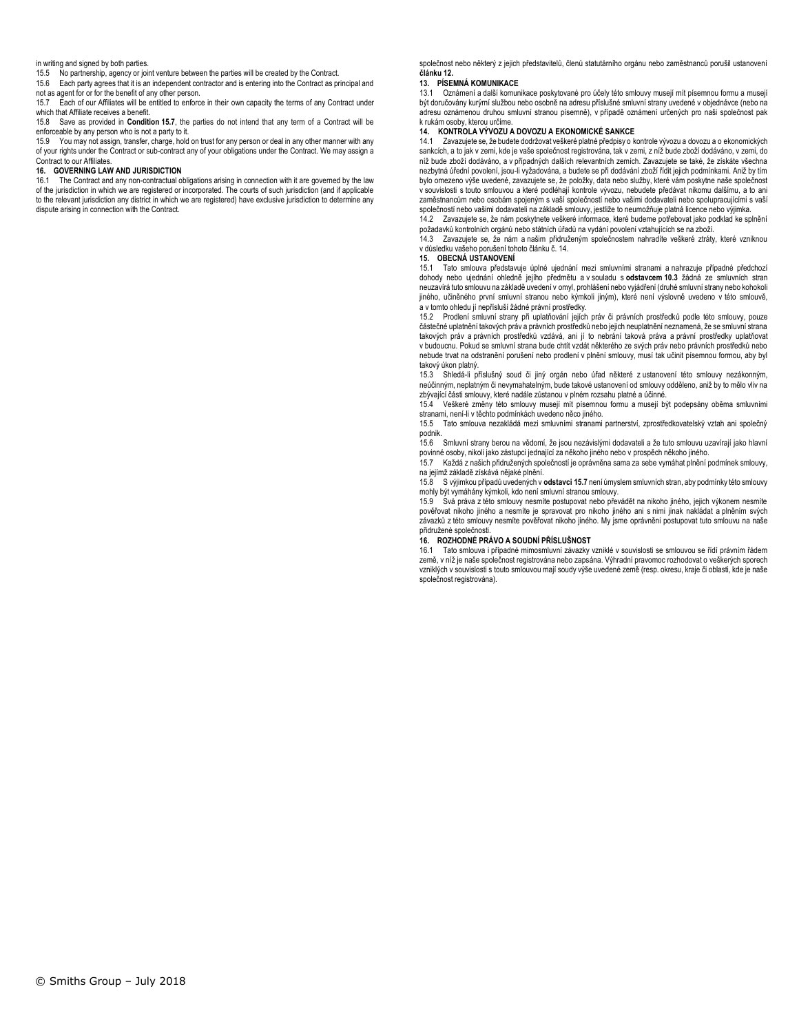in writing and signed by both parties.

15.5 No partnership, agency or joint venture between the parties will be created by the Contract.

15.6 Each party agrees that it is an independent contractor and is entering into the Contract as principal and not as agent for or for the benefit of any other person.

15.7 Each of our Affiliates will be entitled to enforce in their own capacity the terms of any Contract under which that Affiliate receives a benefit.

15.8 Save as provided in **Condition 15.7**, the parties do not intend that any term of a Contract will be enforceable by any person who is not a party to it.

15.9 You may not assign, transfer, charge, hold on trust for any person or deal in any other manner with any of your rights under the Contract or sub-contract any of your obligations under the Contract. We may assign a Contract to our Affiliates.

**16. GOVERNING LAW AND JURISDICTION**

16.1 The Contract and any non-contractual obligations arising in connection with it are governed by the law of the jurisdiction in which we are registered or incorporated. The courts of such jurisdiction (and if applicable to the relevant jurisdiction any district in which we are registered) have exclusive jurisdiction to determine any dispute arising in connection with the Contract.

společnost nebo některý z jejich představitelů, členů statutárního orgánu nebo zaměstnanců porušil ustanovení **článku 12.**

**13. PÍSEMNÁ KOMUNIKACE**

13.1 Oznámení a další komunikace poskytované pro účely této smlouvy musejí mít písemnou formu a musejí být doručovány kurýrní službou nebo osobně na adresu příslušné smluvní strany uvedené v objednávce (nebo na adresu oznámenou druhou smluvní stranou písemně), v případě oznámení určených pro naši společnost pak k rukám osoby, kterou určíme.

**14. KONTROLA VÝVOZU A DOVOZU A EKONOMICKÉ SANKCE**

14.1 Zavazujete se, že budete dodržovat veškeré platné předpisy o kontrole vývozu a dovozu a o ekonomických sankcích, a to jak v zemi, kde je vaše společnost registrována, tak v zemi, z níž bude zboží dodáváno, v zemi, do níž bude zboží dodáváno, a v případných dalších relevantních zemích. Zavazujete se také, že získáte všechna nezbytná úřední povolení, jsou-li vyžadována, a budete se při dodávání zboží řídit jejich podmínkami. Aniž by tím bylo omezeno výše uvedené, zavazujete se, že položky, data nebo služby, které vám poskytne naše společnost v souvislosti s touto smlouvou a které podléhají kontrole vývozu, nebudete předávat nikomu dalšímu, a to ani zaměstnancům nebo osobám spojeným s vaší společností nebo vašimi dodavateli nebo spolupracujícími s vaší společností nebo vašimi dodavateli na základě smlouvy, jestliže to neumožňuje platná licence nebo výjimka.

14.2 Zavazujete se, že nám poskytnete veškeré informace, které budeme potřebovat jako podklad ke splnění požadavků kontrolních orgánů nebo státních úřadů na vydání povolení vztahujících se na zboží.

14.3 Zavazujete se, že nám a našim přidruženým společnostem nahradíte veškeré ztráty, které vzniknou v důsledku vašeho porušení tohoto článku č. 14.

**15. OBECNÁ USTANOVENÍ**

15.1 Tato smlouva představuje úplné ujednání mezi smluvními stranami a nahrazuje případné předchozí dohody nebo ujednání ohledně jejího předmětu a v souladu s **odstavcem 10.3** žádná ze smluvních stran neuzavírá tuto smlouvu na základě uvedení v omyl, prohlášení nebo vyjádření (druhé smluvní strany nebo kohokoli jiného, učiněného první smluvní stranou nebo kýmkoli jiným), které není výslovně uvedeno v této smlouvě, a v tomto ohledu jí nepřísluší žádné právní prostředky.

15.2 Prodlení smluvní strany při uplatňování jejích práv či právních prostředků podle této smlouvy, pouze částečné uplatnění takových práv a právních prostředků nebo jejich neuplatnění neznamená, že se smluvní strana takových práv a právních prostředků vzdává, ani jí to nebrání taková práva a právní prostředky uplatňovat v budoucnu. Pokud se smluvní strana bude chtít vzdát některého ze svých práv nebo právních prostředků nebo nebude trvat na odstranění porušení nebo prodlení v plnění smlouvy, musí tak učinit písemnou formou, aby byl takový úkon platný.

15.3 Shledá-li příslušný soud či jiný orgán nebo úřad některé z ustanovení této smlouvy nezákonným, neúčinným, neplatným či nevymahatelným, bude takové ustanovení od smlouvy odděleno, aniž by to mělo vliv na zbývající části smlouvy, které nadále zůstanou v plném rozsahu platné a účinné.

15.4 Veškeré změny této smlouvy musejí mít písemnou formu a musejí být podepsány oběma smluvními stranami, není-li v těchto podmínkách uvedeno něco jiného.

15.5 Tato smlouva nezakládá mezi smluvními stranami partnerství, zprostředkovatelský vztah ani společný podnik.

15.6 Smluvní strany berou na vědomí, že jsou nezávislými dodavateli a že tuto smlouvu uzavírají jako hlavní povinné osoby, nikoli jako zástupci jednající za někoho jiného nebo v prospěch někoho jiného.

15.7 Každá z našich přidružených společností je oprávněna sama za sebe vymáhat plnění podmínek smlouvy, na jejímž základě získává nějaké plnění.

15.8 S výjimkou případů uvedených v **odstavci 15.7** není úmyslem smluvních stran, aby podmínky této smlouvy mohly být vymáhány kýmkoli, kdo není smluvní stranou smlouvy.

15.9 Svá práva z této smlouvy nesmíte postupovat nebo převádět na nikoho jiného, jejich výkonem nesmíte pověřovat nikoho jiného a nesmíte je spravovat pro nikoho jiného ani s nimi jinak nakládat a plněním svých závazků z této smlouvy nesmíte pověřovat nikoho jiného. My jsme oprávněni postupovat tuto smlouvu na naše přidružené společnosti.

**16. ROZHODNÉ PRÁVO A SOUDNÍ PŘÍSLUŠNOST**

16.1 Tato smlouva i případné mimosmluvní závazky vzniklé v souvislosti se smlouvou se řídí právním řádem země, v níž je naše společnost registrována nebo zapsána. Výhradní pravomoc rozhodovat o veškerých sporech vzniklých v souvislosti s touto smlouvou mají soudy výše uvedené země (resp. okresu, kraje či oblasti, kde je naše společnost registrována).

© Smiths Group – July 2018